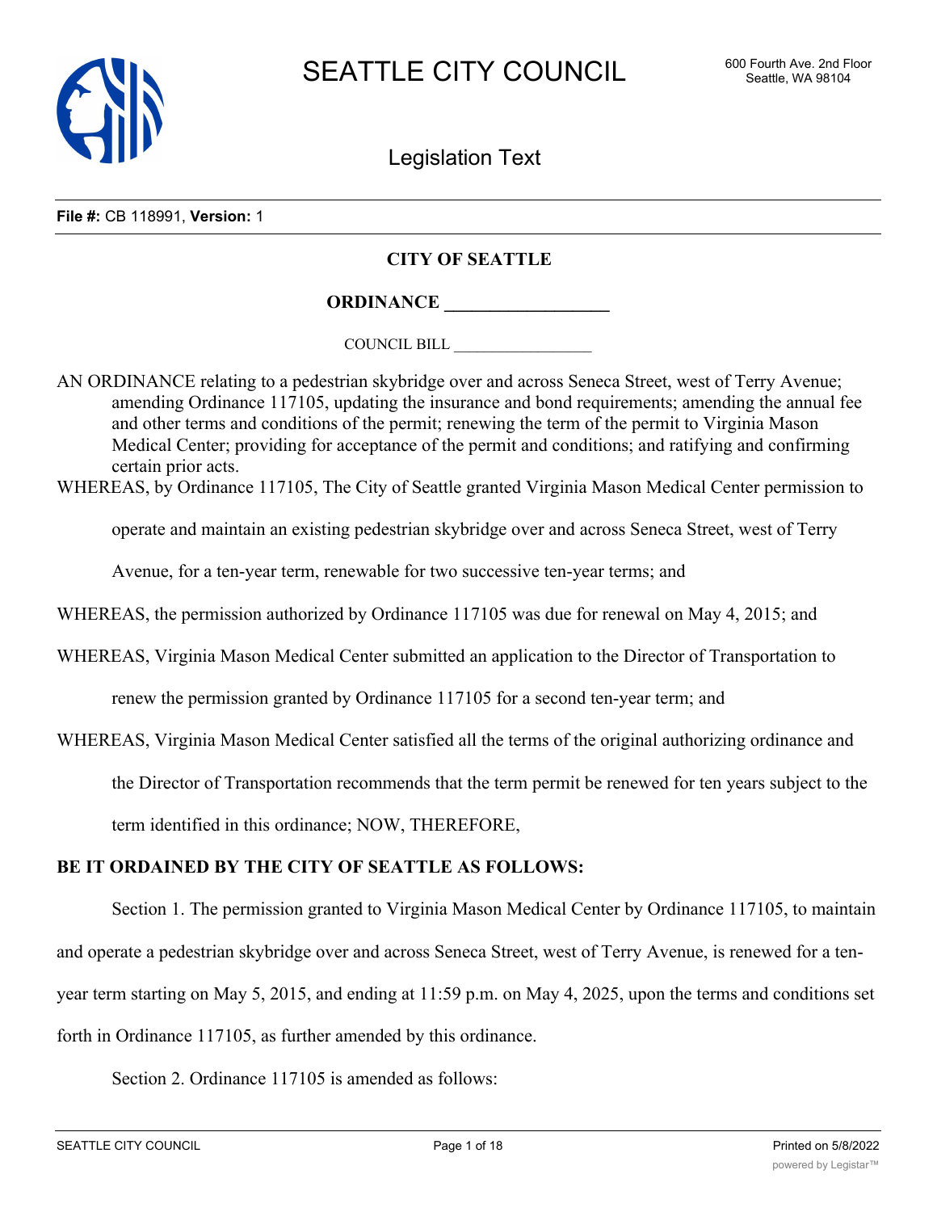# SEATTLE CITY COUNCIL

600 Fourth Ave. 2nd Floor
Seattle, WA 98104

## Legislation Text

**File #:** CB 118991, **Version:** 1

**CITY OF SEATTLE**

**ORDINANCE ________________**

COUNCIL BILL ________________

AN ORDINANCE relating to a pedestrian skybridge over and across Seneca Street, west of Terry Avenue; amending Ordinance 117105, updating the insurance and bond requirements; amending the annual fee and other terms and conditions of the permit; renewing the term of the permit to Virginia Mason Medical Center; providing for acceptance of the permit and conditions; and ratifying and confirming certain prior acts.

WHEREAS, by Ordinance 117105, The City of Seattle granted Virginia Mason Medical Center permission to operate and maintain an existing pedestrian skybridge over and across Seneca Street, west of Terry Avenue, for a ten-year term, renewable for two successive ten-year terms; and

WHEREAS, the permission authorized by Ordinance 117105 was due for renewal on May 4, 2015; and

WHEREAS, Virginia Mason Medical Center submitted an application to the Director of Transportation to renew the permission granted by Ordinance 117105 for a second ten-year term; and

WHEREAS, Virginia Mason Medical Center satisfied all the terms of the original authorizing ordinance and the Director of Transportation recommends that the term permit be renewed for ten years subject to the term identified in this ordinance; NOW, THEREFORE,

**BE IT ORDAINED BY THE CITY OF SEATTLE AS FOLLOWS:**

Section 1. The permission granted to Virginia Mason Medical Center by Ordinance 117105, to maintain and operate a pedestrian skybridge over and across Seneca Street, west of Terry Avenue, is renewed for a ten-year term starting on May 5, 2015, and ending at 11:59 p.m. on May 4, 2025, upon the terms and conditions set forth in Ordinance 117105, as further amended by this ordinance.

Section 2. Ordinance 117105 is amended as follows: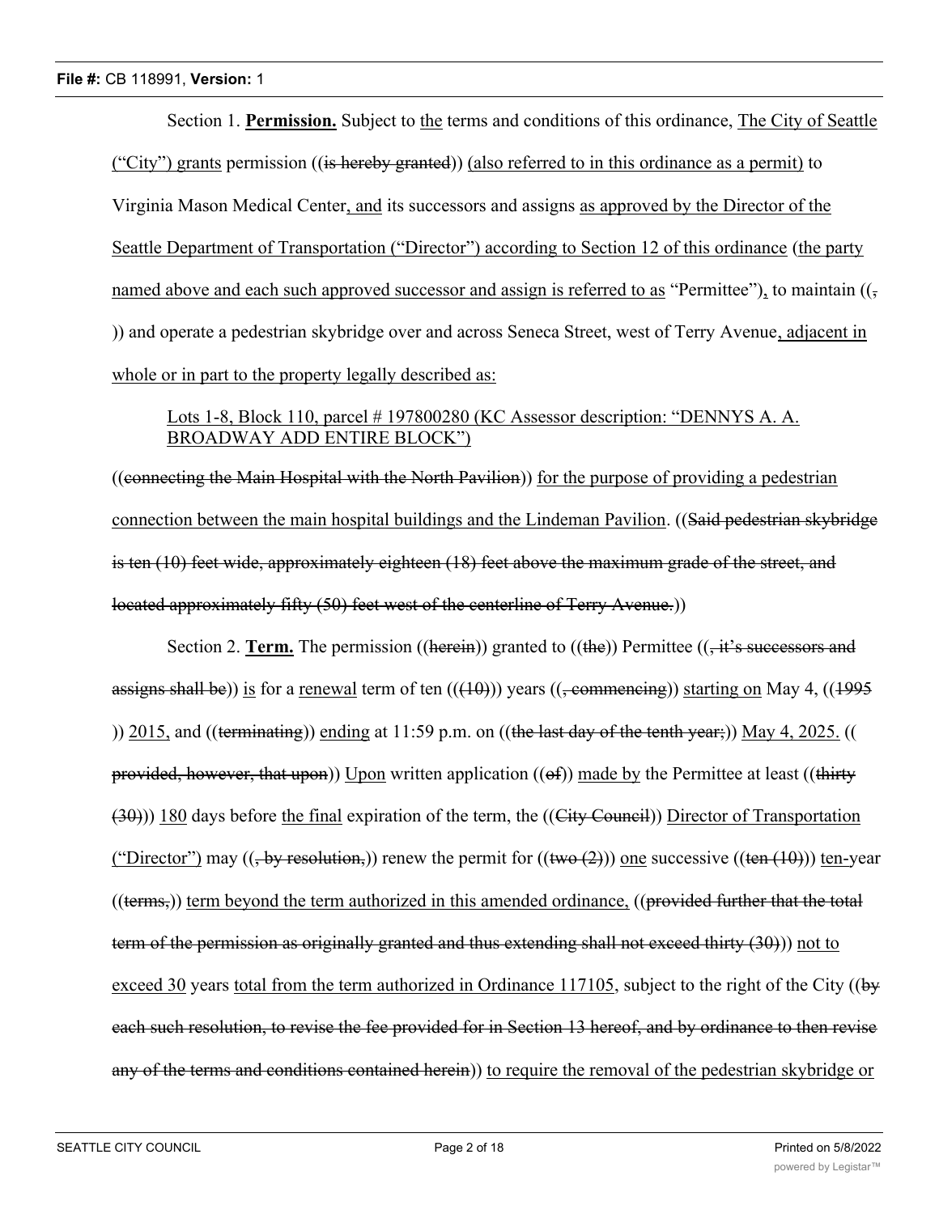Section 1. **Permission.** Subject to the terms and conditions of this ordinance, The City of Seattle ("City") grants permission ((is hereby granted)) (also referred to in this ordinance as a permit) to Virginia Mason Medical Center, and its successors and assigns as approved by the Director of the Seattle Department of Transportation ("Director") according to Section 12 of this ordinance (the party named above and each such approved successor and assign is referred to as "Permittee"), to maintain ((, )) and operate a pedestrian skybridge over and across Seneca Street, west of Terry Avenue, adjacent in whole or in part to the property legally described as:

> Lots 1-8, Block 110, parcel # 197800280 (KC Assessor description: "DENNYS A. A. BROADWAY ADD ENTIRE BLOCK")

((connecting the Main Hospital with the North Pavilion)) for the purpose of providing a pedestrian connection between the main hospital buildings and the Lindeman Pavilion. ((Said pedestrian skybridge is ten (10) feet wide, approximately eighteen (18) feet above the maximum grade of the street, and located approximately fifty (50) feet west of the centerline of Terry Avenue.))

Section 2. **Term.** The permission ((herein)) granted to ((the)) Permittee ((, it's successors and assigns shall be)) is for a renewal term of ten (((10))) years ((, commencing)) starting on May 4, ((1995 )) 2015, and ((terminating)) ending at 11:59 p.m. on ((the last day of the tenth year;)) May 4, 2025. (( provided, however, that upon)) Upon written application ((of)) made by the Permittee at least ((thirty (30))) 180 days before the final expiration of the term, the ((City Council)) Director of Transportation ("Director") may ((, by resolution,)) renew the permit for ((two (2))) one successive ((ten (10))) ten-year ((terms,)) term beyond the term authorized in this amended ordinance, ((provided further that the total term of the permission as originally granted and thus extending shall not exceed thirty (30))) not to exceed 30 years total from the term authorized in Ordinance 117105, subject to the right of the City ((by each such resolution, to revise the fee provided for in Section 13 hereof, and by ordinance to then revise any of the terms and conditions contained herein)) to require the removal of the pedestrian skybridge or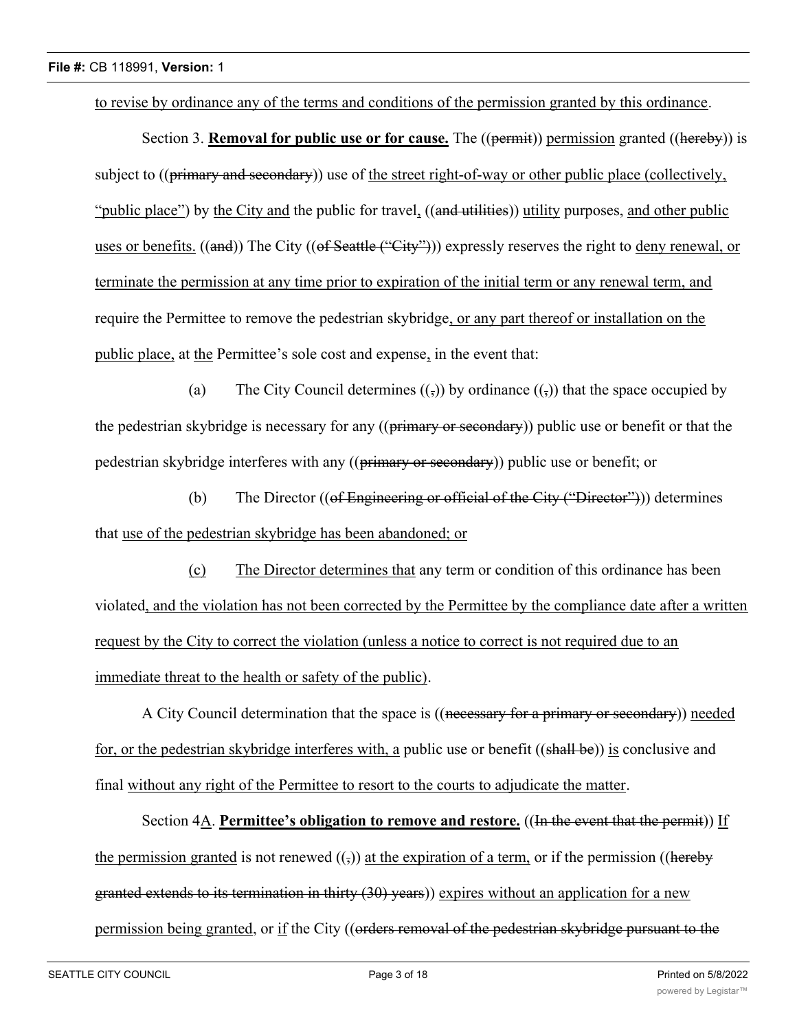to revise by ordinance any of the terms and conditions of the permission granted by this ordinance.

Section 3. **Removal for public use or for cause.** The ((permit)) permission granted ((hereby)) is subject to ((primary and secondary)) use of the street right-of-way or other public place (collectively, "public place") by the City and the public for travel, ((and utilities)) utility purposes, and other public uses or benefits. ((and)) The City ((of Seattle ("City"))) expressly reserves the right to deny renewal, or terminate the permission at any time prior to expiration of the initial term or any renewal term, and require the Permittee to remove the pedestrian skybridge, or any part thereof or installation on the public place, at the Permittee's sole cost and expense, in the event that:

(a) The City Council determines ((,)) by ordinance ((,)) that the space occupied by the pedestrian skybridge is necessary for any ((primary or secondary)) public use or benefit or that the pedestrian skybridge interferes with any ((primary or secondary)) public use or benefit; or

(b) The Director ((of Engineering or official of the City ("Director"))) determines that use of the pedestrian skybridge has been abandoned; or

(c) The Director determines that any term or condition of this ordinance has been violated, and the violation has not been corrected by the Permittee by the compliance date after a written request by the City to correct the violation (unless a notice to correct is not required due to an immediate threat to the health or safety of the public).

A City Council determination that the space is ((necessary for a primary or secondary)) needed for, or the pedestrian skybridge interferes with, a public use or benefit ((shall be)) is conclusive and final without any right of the Permittee to resort to the courts to adjudicate the matter.

Section 4A. **Permittee's obligation to remove and restore.** ((In the event that the permit)) If the permission granted is not renewed ((,)) at the expiration of a term, or if the permission ((hereby granted extends to its termination in thirty (30) years)) expires without an application for a new permission being granted, or if the City ((orders removal of the pedestrian skybridge pursuant to the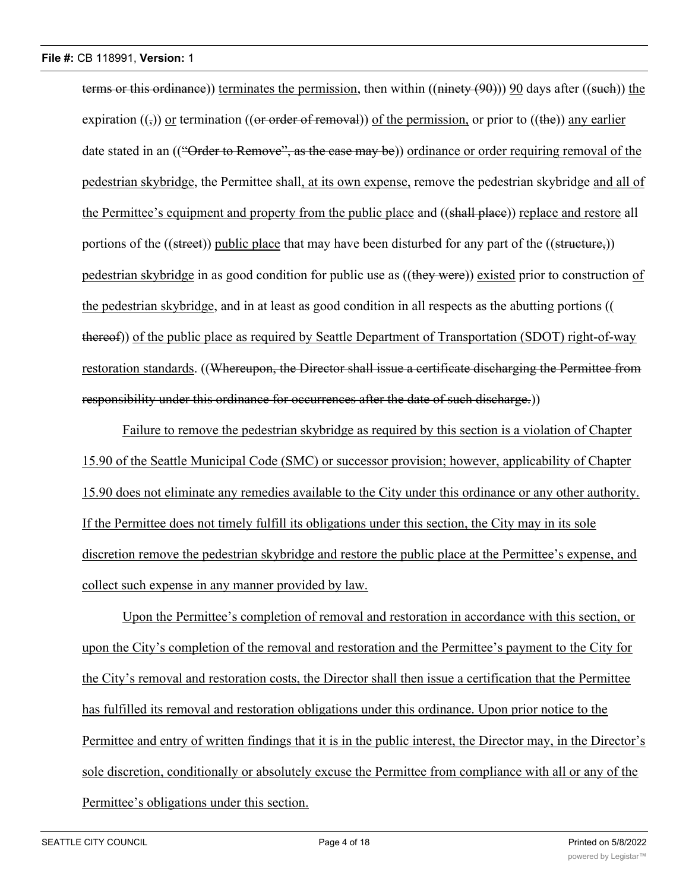~~terms or this ordinance~~)) terminates the permission, then within ((~~ninety (90)~~)) 90 days after ((~~such~~)) the expiration ((~~,~~)) or termination ((~~or order of removal~~)) of the permission, or prior to ((~~the~~)) any earlier date stated in an ((~~"Order to Remove", as the case may be~~)) ordinance or order requiring removal of the pedestrian skybridge, the Permittee shall, at its own expense, remove the pedestrian skybridge and all of the Permittee's equipment and property from the public place and ((~~shall place~~)) replace and restore all portions of the ((~~street~~)) public place that may have been disturbed for any part of the ((~~structure,~~)) pedestrian skybridge in as good condition for public use as ((~~they were~~)) existed prior to construction of the pedestrian skybridge, and in at least as good condition in all respects as the abutting portions (( ~~thereof~~)) of the public place as required by Seattle Department of Transportation (SDOT) right-of-way restoration standards. ((~~Whereupon, the Director shall issue a certificate discharging the Permittee from responsibility under this ordinance for occurrences after the date of such discharge.~~))

Failure to remove the pedestrian skybridge as required by this section is a violation of Chapter 15.90 of the Seattle Municipal Code (SMC) or successor provision; however, applicability of Chapter 15.90 does not eliminate any remedies available to the City under this ordinance or any other authority. If the Permittee does not timely fulfill its obligations under this section, the City may in its sole discretion remove the pedestrian skybridge and restore the public place at the Permittee's expense, and collect such expense in any manner provided by law.

Upon the Permittee's completion of removal and restoration in accordance with this section, or upon the City's completion of the removal and restoration and the Permittee's payment to the City for the City's removal and restoration costs, the Director shall then issue a certification that the Permittee has fulfilled its removal and restoration obligations under this ordinance. Upon prior notice to the Permittee and entry of written findings that it is in the public interest, the Director may, in the Director's sole discretion, conditionally or absolutely excuse the Permittee from compliance with all or any of the Permittee's obligations under this section.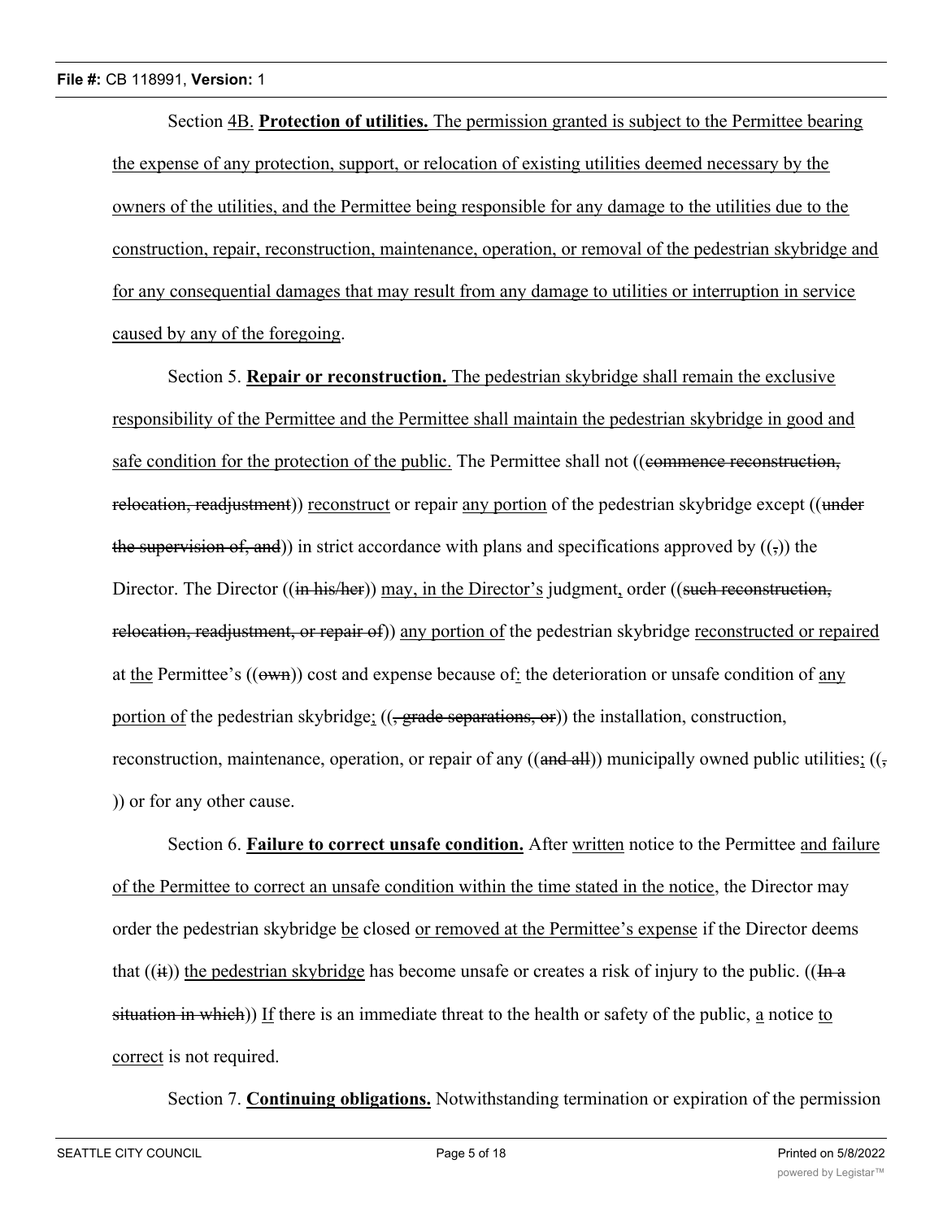Section 4B. **Protection of utilities.** The permission granted is subject to the Permittee bearing the expense of any protection, support, or relocation of existing utilities deemed necessary by the owners of the utilities, and the Permittee being responsible for any damage to the utilities due to the construction, repair, reconstruction, maintenance, operation, or removal of the pedestrian skybridge and for any consequential damages that may result from any damage to utilities or interruption in service caused by any of the foregoing.

Section 5. **Repair or reconstruction.** The pedestrian skybridge shall remain the exclusive responsibility of the Permittee and the Permittee shall maintain the pedestrian skybridge in good and safe condition for the protection of the public. The Permittee shall not ((~~commence reconstruction, relocation, readjustment~~)) reconstruct or repair any portion of the pedestrian skybridge except ((~~under the supervision of, and~~)) in strict accordance with plans and specifications approved by ((~~,~~)) the Director. The Director ((~~in his/her~~)) may, in the Director's judgment, order ((~~such reconstruction, relocation, readjustment, or repair of~~)) any portion of the pedestrian skybridge reconstructed or repaired at the Permittee's ((~~own~~)) cost and expense because of: the deterioration or unsafe condition of any portion of the pedestrian skybridge; ((~~, grade separations, or~~)) the installation, construction, reconstruction, maintenance, operation, or repair of any ((~~and all~~)) municipally owned public utilities; ((~~,~~)) or for any other cause.

Section 6. **Failure to correct unsafe condition.** After written notice to the Permittee and failure of the Permittee to correct an unsafe condition within the time stated in the notice, the Director may order the pedestrian skybridge be closed or removed at the Permittee's expense if the Director deems that ((~~it~~)) the pedestrian skybridge has become unsafe or creates a risk of injury to the public. ((~~In a situation in which~~)) If there is an immediate threat to the health or safety of the public, a notice to correct is not required.

Section 7. **Continuing obligations.** Notwithstanding termination or expiration of the permission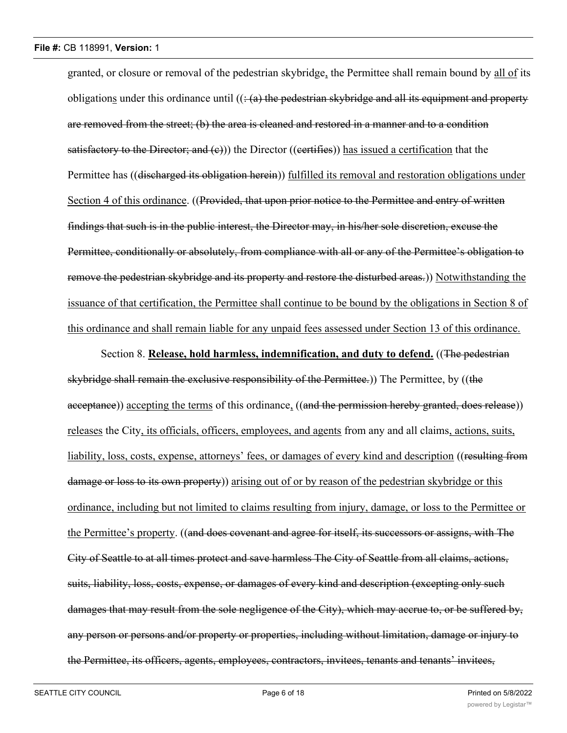granted, or closure or removal of the pedestrian skybridge, the Permittee shall remain bound by all of its obligations under this ordinance until ((: (a) the pedestrian skybridge and all its equipment and property are removed from the street; (b) the area is cleaned and restored in a manner and to a condition satisfactory to the Director; and (c))) the Director ((certifies)) has issued a certification that the Permittee has ((discharged its obligation herein)) fulfilled its removal and restoration obligations under Section 4 of this ordinance. ((Provided, that upon prior notice to the Permittee and entry of written findings that such is in the public interest, the Director may, in his/her sole discretion, excuse the Permittee, conditionally or absolutely, from compliance with all or any of the Permittee's obligation to remove the pedestrian skybridge and its property and restore the disturbed areas.)) Notwithstanding the issuance of that certification, the Permittee shall continue to be bound by the obligations in Section 8 of this ordinance and shall remain liable for any unpaid fees assessed under Section 13 of this ordinance.

Section 8. **Release, hold harmless, indemnification, and duty to defend.** ((The pedestrian skybridge shall remain the exclusive responsibility of the Permittee.)) The Permittee, by ((the acceptance)) accepting the terms of this ordinance, ((and the permission hereby granted, does release)) releases the City, its officials, officers, employees, and agents from any and all claims, actions, suits, liability, loss, costs, expense, attorneys' fees, or damages of every kind and description ((resulting from damage or loss to its own property)) arising out of or by reason of the pedestrian skybridge or this ordinance, including but not limited to claims resulting from injury, damage, or loss to the Permittee or the Permittee's property. ((and does covenant and agree for itself, its successors or assigns, with The City of Seattle to at all times protect and save harmless The City of Seattle from all claims, actions, suits, liability, loss, costs, expense, or damages of every kind and description (excepting only such damages that may result from the sole negligence of the City), which may accrue to, or be suffered by, any person or persons and/or property or properties, including without limitation, damage or injury to the Permittee, its officers, agents, employees, contractors, invitees, tenants and tenants' invitees,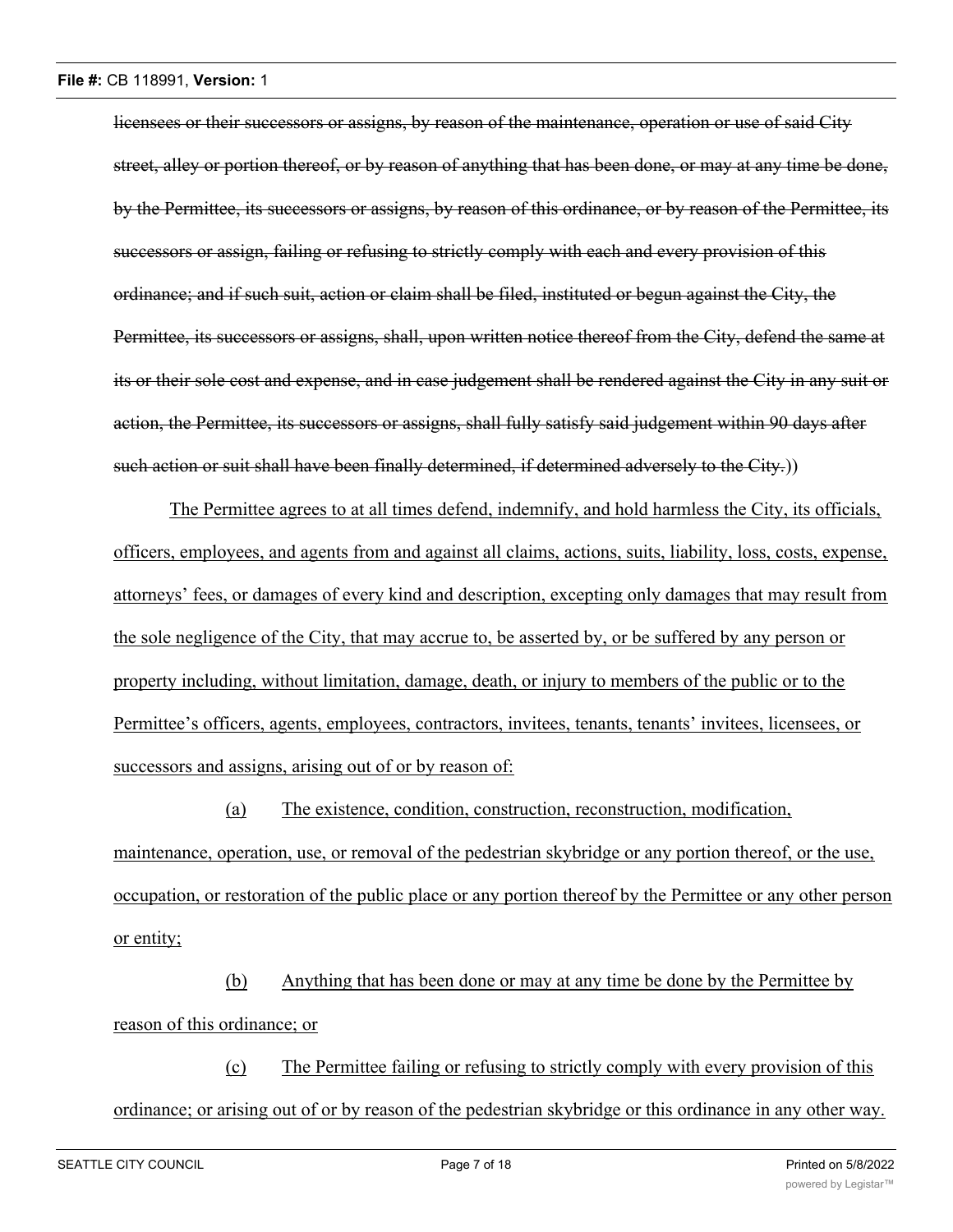~~licensees or their successors or assigns, by reason of the maintenance, operation or use of said City street, alley or portion thereof, or by reason of anything that has been done, or may at any time be done, by the Permittee, its successors or assigns, by reason of this ordinance, or by reason of the Permittee, its successors or assign, failing or refusing to strictly comply with each and every provision of this ordinance; and if such suit, action or claim shall be filed, instituted or begun against the City, the Permittee, its successors or assigns, shall, upon written notice thereof from the City, defend the same at its or their sole cost and expense, and in case judgement shall be rendered against the City in any suit or action, the Permittee, its successors or assigns, shall fully satisfy said judgement within 90 days after such action or suit shall have been finally determined, if determined adversely to the City.~~))

<u>The Permittee agrees to at all times defend, indemnify, and hold harmless the City, its officials, officers, employees, and agents from and against all claims, actions, suits, liability, loss, costs, expense, attorneys' fees, or damages of every kind and description, excepting only damages that may result from the sole negligence of the City, that may accrue to, be asserted by, or be suffered by any person or property including, without limitation, damage, death, or injury to members of the public or to the Permittee's officers, agents, employees, contractors, invitees, tenants, tenants' invitees, licensees, or successors and assigns, arising out of or by reason of:</u>

<u>(a)</u> <u>The existence, condition, construction, reconstruction, modification, maintenance, operation, use, or removal of the pedestrian skybridge or any portion thereof, or the use, occupation, or restoration of the public place or any portion thereof by the Permittee or any other person or entity;</u>

<u>(b)</u> <u>Anything that has been done or may at any time be done by the Permittee by reason of this ordinance; or</u>

<u>(c)</u> <u>The Permittee failing or refusing to strictly comply with every provision of this ordinance; or arising out of or by reason of the pedestrian skybridge or this ordinance in any other way.</u>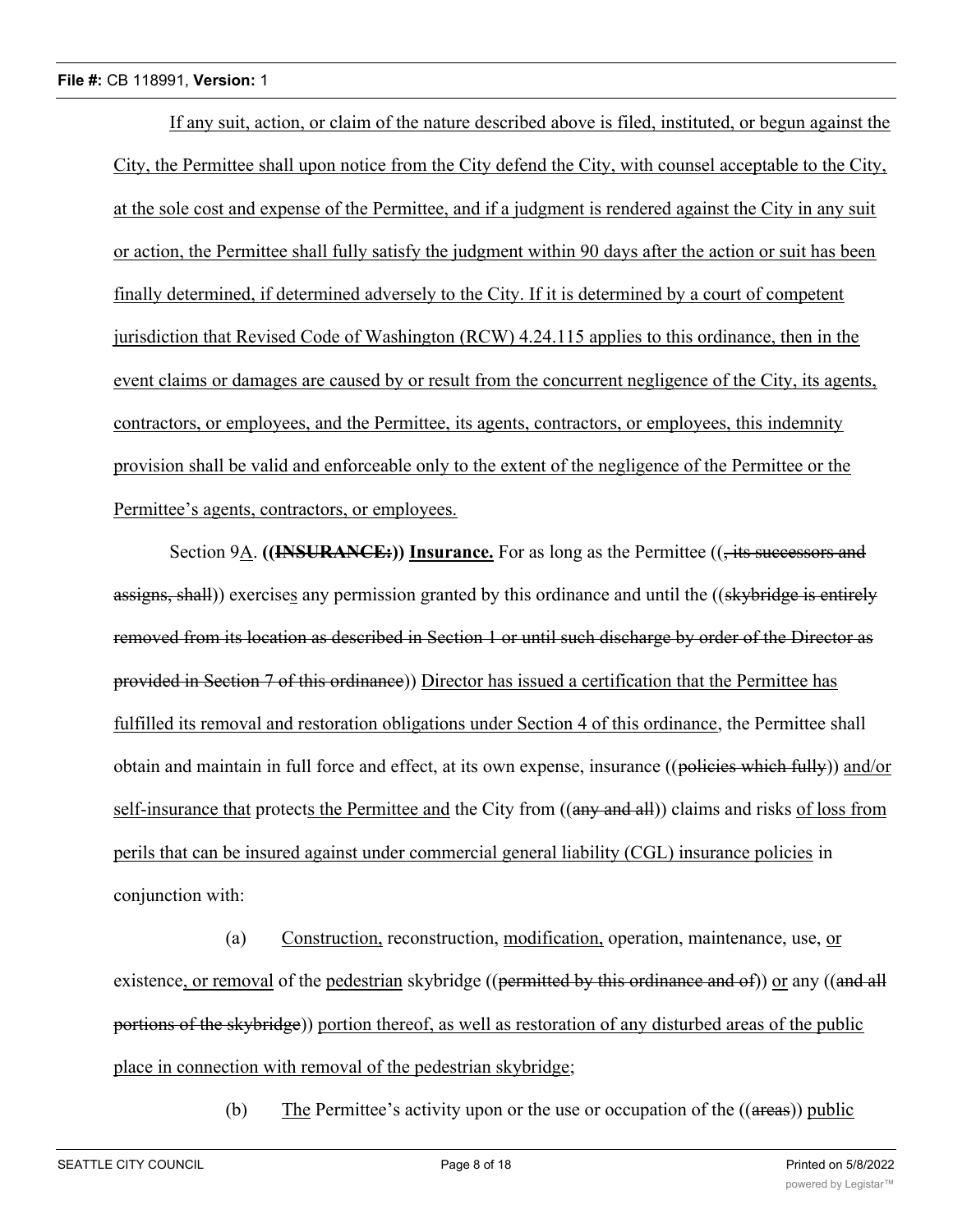If any suit, action, or claim of the nature described above is filed, instituted, or begun against the City, the Permittee shall upon notice from the City defend the City, with counsel acceptable to the City, at the sole cost and expense of the Permittee, and if a judgment is rendered against the City in any suit or action, the Permittee shall fully satisfy the judgment within 90 days after the action or suit has been finally determined, if determined adversely to the City. If it is determined by a court of competent jurisdiction that Revised Code of Washington (RCW) 4.24.115 applies to this ordinance, then in the event claims or damages are caused by or result from the concurrent negligence of the City, its agents, contractors, or employees, and the Permittee, its agents, contractors, or employees, this indemnity provision shall be valid and enforceable only to the extent of the negligence of the Permittee or the Permittee's agents, contractors, or employees.

Section 9A. **((~~INSURANCE:~~)) Insurance.** For as long as the Permittee ((~~, its successors and assigns, shall~~)) exercises any permission granted by this ordinance and until the ((~~skybridge is entirely removed from its location as described in Section 1 or until such discharge by order of the Director as provided in Section 7 of this ordinance~~)) Director has issued a certification that the Permittee has fulfilled its removal and restoration obligations under Section 4 of this ordinance, the Permittee shall obtain and maintain in full force and effect, at its own expense, insurance ((~~policies which fully~~)) and/or self-insurance that protects the Permittee and the City from ((~~any and all~~)) claims and risks of loss from perils that can be insured against under commercial general liability (CGL) insurance policies in conjunction with:

(a) Construction, reconstruction, modification, operation, maintenance, use, or existence, or removal of the pedestrian skybridge ((~~permitted by this ordinance and of~~)) or any ((~~and all portions of the skybridge~~)) portion thereof, as well as restoration of any disturbed areas of the public place in connection with removal of the pedestrian skybridge;

(b) The Permittee's activity upon or the use or occupation of the ((~~areas~~)) public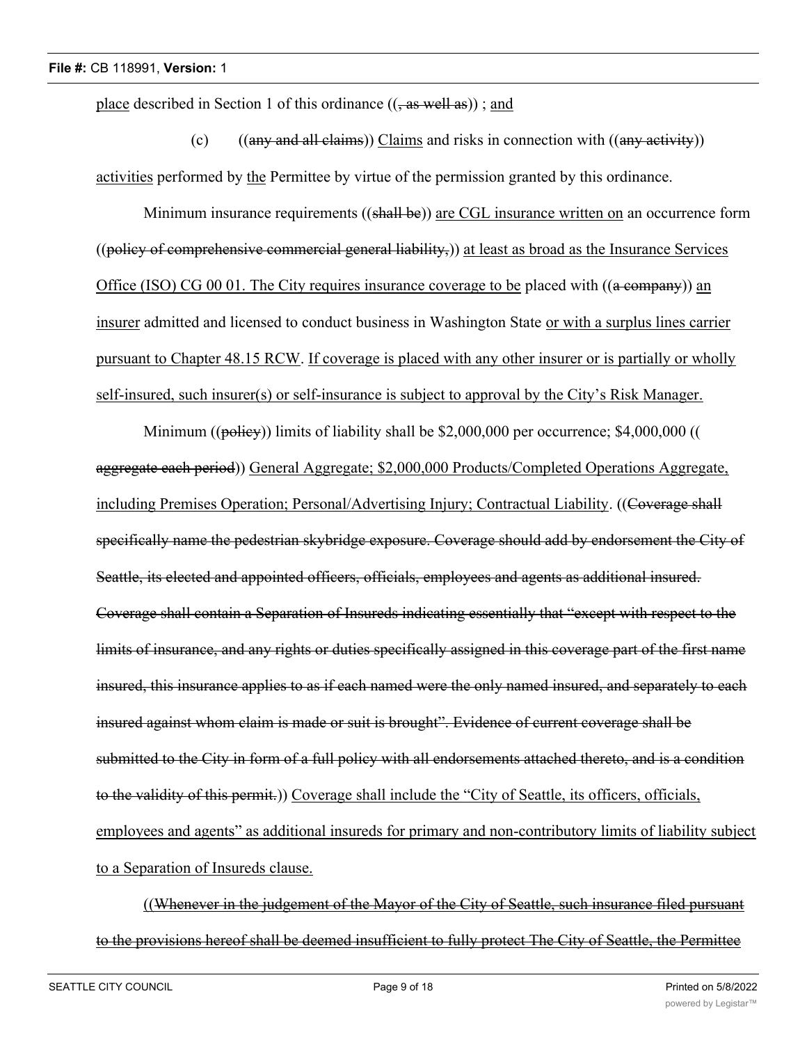place described in Section 1 of this ordinance ((, as well as)) ; and

(c) ((any and all claims)) Claims and risks in connection with ((any activity)) activities performed by the Permittee by virtue of the permission granted by this ordinance.

Minimum insurance requirements ((shall be)) are CGL insurance written on an occurrence form ((policy of comprehensive commercial general liability,)) at least as broad as the Insurance Services Office (ISO) CG 00 01. The City requires insurance coverage to be placed with ((a company)) an insurer admitted and licensed to conduct business in Washington State or with a surplus lines carrier pursuant to Chapter 48.15 RCW. If coverage is placed with any other insurer or is partially or wholly self-insured, such insurer(s) or self-insurance is subject to approval by the City's Risk Manager.

Minimum ((policy)) limits of liability shall be $2,000,000 per occurrence; $4,000,000 (( aggregate each period)) General Aggregate; $2,000,000 Products/Completed Operations Aggregate, including Premises Operation; Personal/Advertising Injury; Contractual Liability. ((Coverage shall specifically name the pedestrian skybridge exposure. Coverage should add by endorsement the City of Seattle, its elected and appointed officers, officials, employees and agents as additional insured. Coverage shall contain a Separation of Insureds indicating essentially that "except with respect to the limits of insurance, and any rights or duties specifically assigned in this coverage part of the first name insured, this insurance applies to as if each named were the only named insured, and separately to each insured against whom claim is made or suit is brought". Evidence of current coverage shall be submitted to the City in form of a full policy with all endorsements attached thereto, and is a condition to the validity of this permit.)) Coverage shall include the "City of Seattle, its officers, officials, employees and agents" as additional insureds for primary and non-contributory limits of liability subject to a Separation of Insureds clause.

((Whenever in the judgement of the Mayor of the City of Seattle, such insurance filed pursuant to the provisions hereof shall be deemed insufficient to fully protect The City of Seattle, the Permittee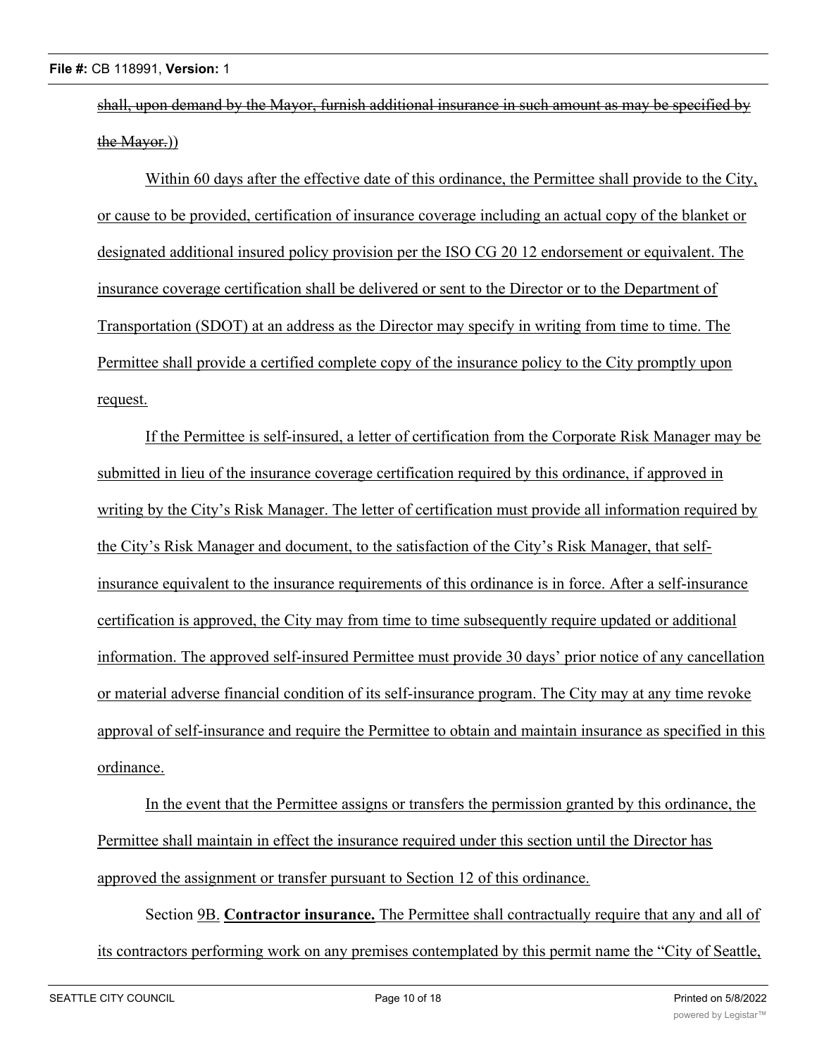~~shall, upon demand by the Mayor, furnish additional insurance in such amount as may be specified by the Mayor.~~))

<u>Within 60 days after the effective date of this ordinance, the Permittee shall provide to the City, or cause to be provided, certification of insurance coverage including an actual copy of the blanket or designated additional insured policy provision per the ISO CG 20 12 endorsement or equivalent. The insurance coverage certification shall be delivered or sent to the Director or to the Department of Transportation (SDOT) at an address as the Director may specify in writing from time to time. The Permittee shall provide a certified complete copy of the insurance policy to the City promptly upon request.</u>

<u>If the Permittee is self-insured, a letter of certification from the Corporate Risk Manager may be submitted in lieu of the insurance coverage certification required by this ordinance, if approved in writing by the City's Risk Manager. The letter of certification must provide all information required by the City's Risk Manager and document, to the satisfaction of the City's Risk Manager, that self-insurance equivalent to the insurance requirements of this ordinance is in force. After a self-insurance certification is approved, the City may from time to time subsequently require updated or additional information. The approved self-insured Permittee must provide 30 days' prior notice of any cancellation or material adverse financial condition of its self-insurance program. The City may at any time revoke approval of self-insurance and require the Permittee to obtain and maintain insurance as specified in this ordinance.</u>

<u>In the event that the Permittee assigns or transfers the permission granted by this ordinance, the Permittee shall maintain in effect the insurance required under this section until the Director has approved the assignment or transfer pursuant to Section 12 of this ordinance.</u>

Section <u>9B</u>. <u>**Contractor insurance.**</u> <u>The Permittee shall contractually require that any and all of its contractors performing work on any premises contemplated by this permit name the "City of Seattle,</u>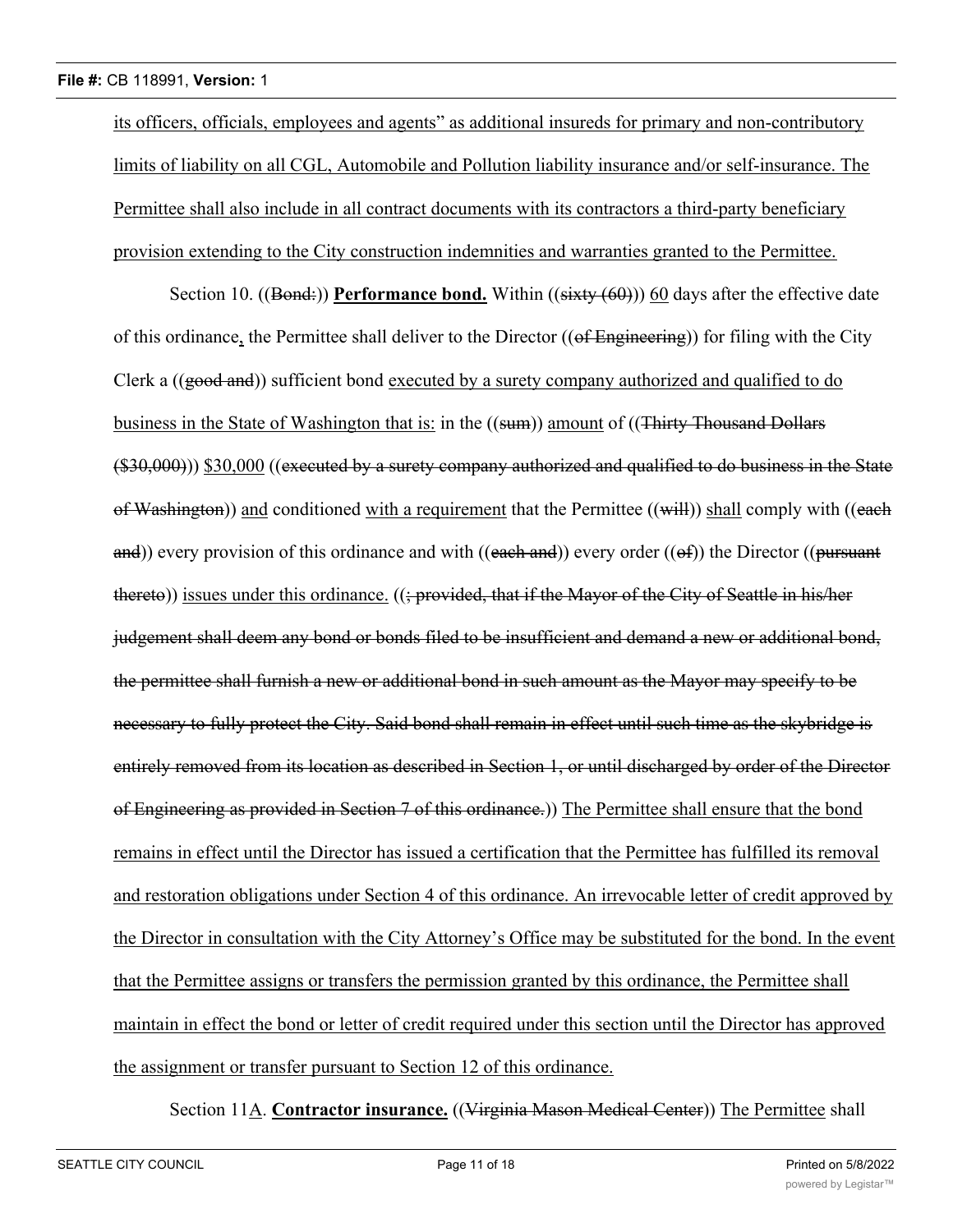its officers, officials, employees and agents" as additional insureds for primary and non-contributory limits of liability on all CGL, Automobile and Pollution liability insurance and/or self-insurance. The Permittee shall also include in all contract documents with its contractors a third-party beneficiary provision extending to the City construction indemnities and warranties granted to the Permittee.

Section 10. ((~~Bond:~~)) **Performance bond.** Within ((~~sixty (60)~~)) 60 days after the effective date of this ordinance, the Permittee shall deliver to the Director ((~~of Engineering~~)) for filing with the City Clerk a ((~~good and~~)) sufficient bond executed by a surety company authorized and qualified to do business in the State of Washington that is: in the ((~~sum~~)) amount of ((~~Thirty Thousand Dollars ($30,000)~~)) $30,000 ((~~executed by a surety company authorized and qualified to do business in the State of Washington~~)) and conditioned with a requirement that the Permittee ((~~will~~)) shall comply with ((~~each and~~)) every provision of this ordinance and with ((~~each and~~)) every order ((~~of~~)) the Director ((~~pursuant thereto~~)) issues under this ordinance. ((~~; provided, that if the Mayor of the City of Seattle in his/her judgement shall deem any bond or bonds filed to be insufficient and demand a new or additional bond, the permittee shall furnish a new or additional bond in such amount as the Mayor may specify to be necessary to fully protect the City. Said bond shall remain in effect until such time as the skybridge is entirely removed from its location as described in Section 1, or until discharged by order of the Director of Engineering as provided in Section 7 of this ordinance.~~)) The Permittee shall ensure that the bond remains in effect until the Director has issued a certification that the Permittee has fulfilled its removal and restoration obligations under Section 4 of this ordinance. An irrevocable letter of credit approved by the Director in consultation with the City Attorney's Office may be substituted for the bond. In the event that the Permittee assigns or transfers the permission granted by this ordinance, the Permittee shall maintain in effect the bond or letter of credit required under this section until the Director has approved the assignment or transfer pursuant to Section 12 of this ordinance.

Section 11A. **Contractor insurance.** ((~~Virginia Mason Medical Center~~)) The Permittee shall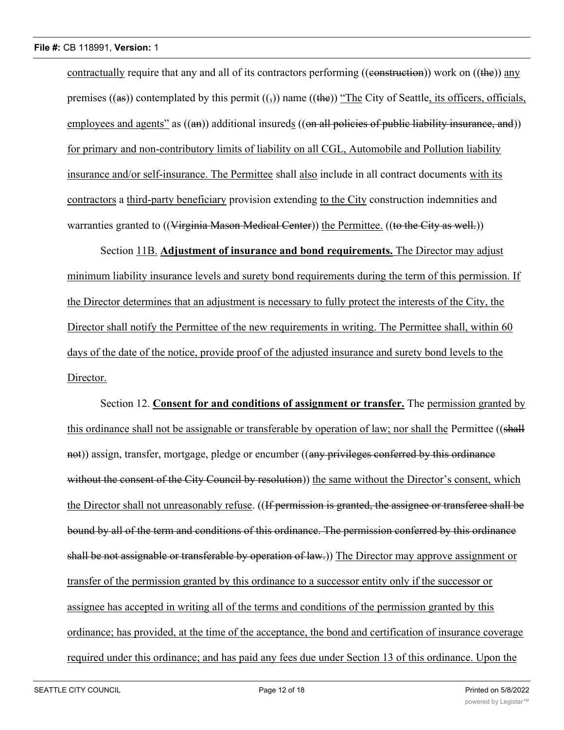contractually require that any and all of its contractors performing ((construction)) work on ((the)) any premises ((as)) contemplated by this permit ((,)) name ((the)) "The City of Seattle, its officers, officials, employees and agents" as ((an)) additional insureds ((on all policies of public liability insurance, and)) for primary and non-contributory limits of liability on all CGL, Automobile and Pollution liability insurance and/or self-insurance. The Permittee shall also include in all contract documents with its contractors a third-party beneficiary provision extending to the City construction indemnities and warranties granted to ((Virginia Mason Medical Center)) the Permittee. ((to the City as well.))

Section 11B. **Adjustment of insurance and bond requirements.** The Director may adjust minimum liability insurance levels and surety bond requirements during the term of this permission. If the Director determines that an adjustment is necessary to fully protect the interests of the City, the Director shall notify the Permittee of the new requirements in writing. The Permittee shall, within 60 days of the date of the notice, provide proof of the adjusted insurance and surety bond levels to the Director.

Section 12. **Consent for and conditions of assignment or transfer.** The permission granted by this ordinance shall not be assignable or transferable by operation of law; nor shall the Permittee ((shall not)) assign, transfer, mortgage, pledge or encumber ((any privileges conferred by this ordinance without the consent of the City Council by resolution)) the same without the Director's consent, which the Director shall not unreasonably refuse. ((If permission is granted, the assignee or transferee shall be bound by all of the term and conditions of this ordinance. The permission conferred by this ordinance shall be not assignable or transferable by operation of law.)) The Director may approve assignment or transfer of the permission granted by this ordinance to a successor entity only if the successor or assignee has accepted in writing all of the terms and conditions of the permission granted by this ordinance; has provided, at the time of the acceptance, the bond and certification of insurance coverage required under this ordinance; and has paid any fees due under Section 13 of this ordinance. Upon the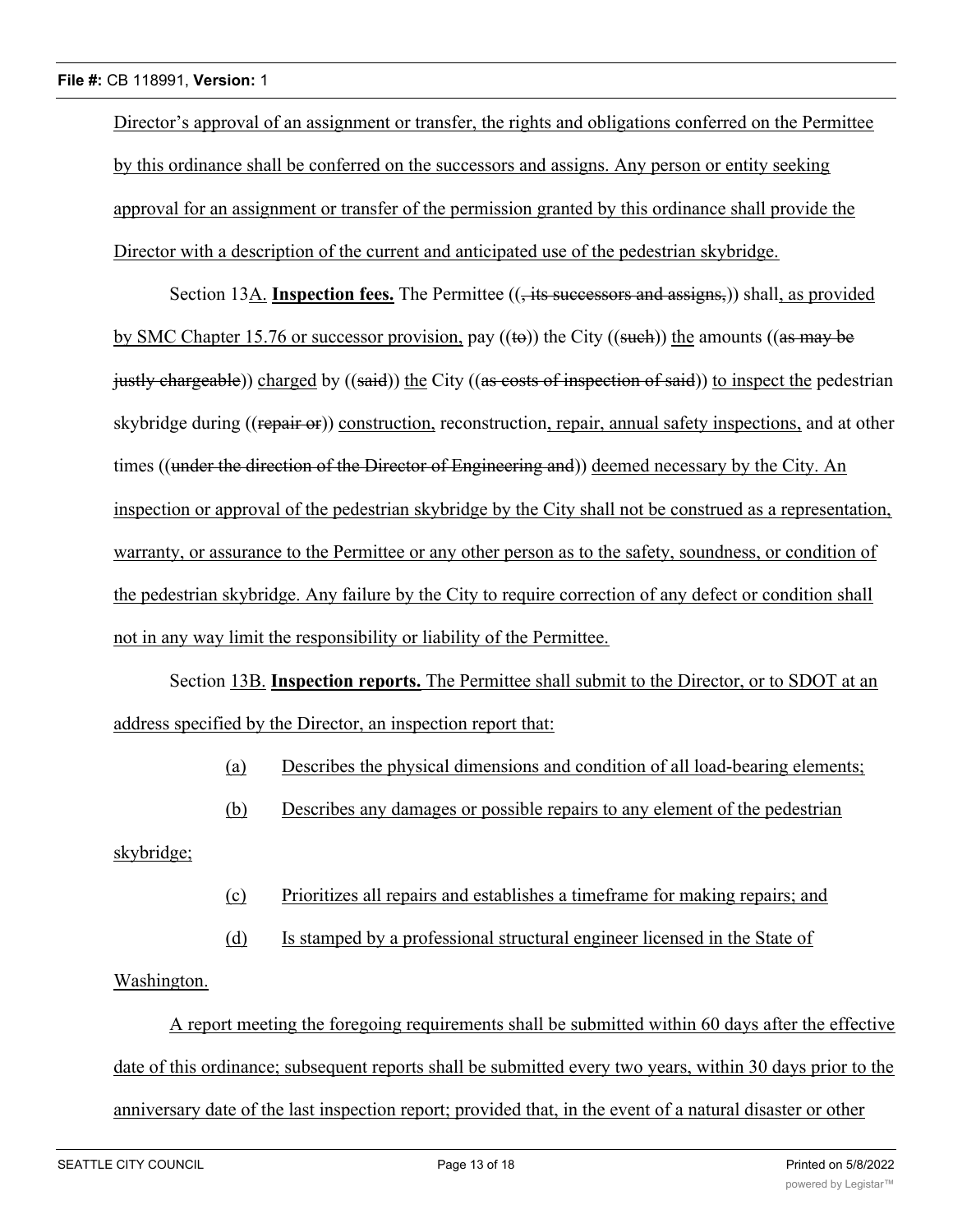Director's approval of an assignment or transfer, the rights and obligations conferred on the Permittee by this ordinance shall be conferred on the successors and assigns. Any person or entity seeking approval for an assignment or transfer of the permission granted by this ordinance shall provide the Director with a description of the current and anticipated use of the pedestrian skybridge.

Section 13A. **Inspection fees.** The Permittee ((, its successors and assigns,)) shall, as provided by SMC Chapter 15.76 or successor provision, pay ((to)) the City ((such)) the amounts ((as may be justly chargeable)) charged by ((said)) the City ((as costs of inspection of said)) to inspect the pedestrian skybridge during ((repair or)) construction, reconstruction, repair, annual safety inspections, and at other times ((under the direction of the Director of Engineering and)) deemed necessary by the City. An inspection or approval of the pedestrian skybridge by the City shall not be construed as a representation, warranty, or assurance to the Permittee or any other person as to the safety, soundness, or condition of the pedestrian skybridge. Any failure by the City to require correction of any defect or condition shall not in any way limit the responsibility or liability of the Permittee.

Section 13B. **Inspection reports.** The Permittee shall submit to the Director, or to SDOT at an address specified by the Director, an inspection report that:

(a) Describes the physical dimensions and condition of all load-bearing elements;

(b) Describes any damages or possible repairs to any element of the pedestrian skybridge;

(c) Prioritizes all repairs and establishes a timeframe for making repairs; and

(d) Is stamped by a professional structural engineer licensed in the State of Washington.

A report meeting the foregoing requirements shall be submitted within 60 days after the effective date of this ordinance; subsequent reports shall be submitted every two years, within 30 days prior to the anniversary date of the last inspection report; provided that, in the event of a natural disaster or other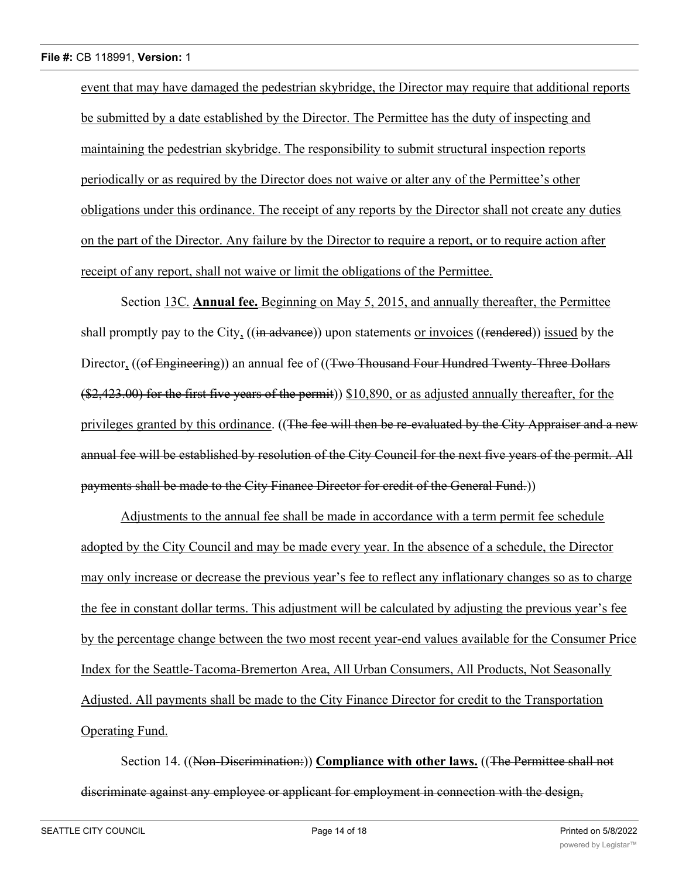event that may have damaged the pedestrian skybridge, the Director may require that additional reports be submitted by a date established by the Director. The Permittee has the duty of inspecting and maintaining the pedestrian skybridge. The responsibility to submit structural inspection reports periodically or as required by the Director does not waive or alter any of the Permittee's other obligations under this ordinance. The receipt of any reports by the Director shall not create any duties on the part of the Director. Any failure by the Director to require a report, or to require action after receipt of any report, shall not waive or limit the obligations of the Permittee.

Section 13C. **Annual fee.** Beginning on May 5, 2015, and annually thereafter, the Permittee shall promptly pay to the City, ((~~in advance~~)) upon statements or invoices ((~~rendered~~)) issued by the Director, ((~~of Engineering~~)) an annual fee of ((~~Two Thousand Four Hundred Twenty-Three Dollars ($2,423.00) for the first five years of the permit~~)) $10,890, or as adjusted annually thereafter, for the privileges granted by this ordinance. ((~~The fee will then be re-evaluated by the City Appraiser and a new annual fee will be established by resolution of the City Council for the next five years of the permit. All payments shall be made to the City Finance Director for credit of the General Fund.~~))

Adjustments to the annual fee shall be made in accordance with a term permit fee schedule adopted by the City Council and may be made every year. In the absence of a schedule, the Director may only increase or decrease the previous year's fee to reflect any inflationary changes so as to charge the fee in constant dollar terms. This adjustment will be calculated by adjusting the previous year's fee by the percentage change between the two most recent year-end values available for the Consumer Price Index for the Seattle-Tacoma-Bremerton Area, All Urban Consumers, All Products, Not Seasonally Adjusted. All payments shall be made to the City Finance Director for credit to the Transportation Operating Fund.

Section 14. ((~~Non-Discrimination:~~)) **Compliance with other laws.** ((~~The Permittee shall not discriminate against any employee or applicant for employment in connection with the design,~~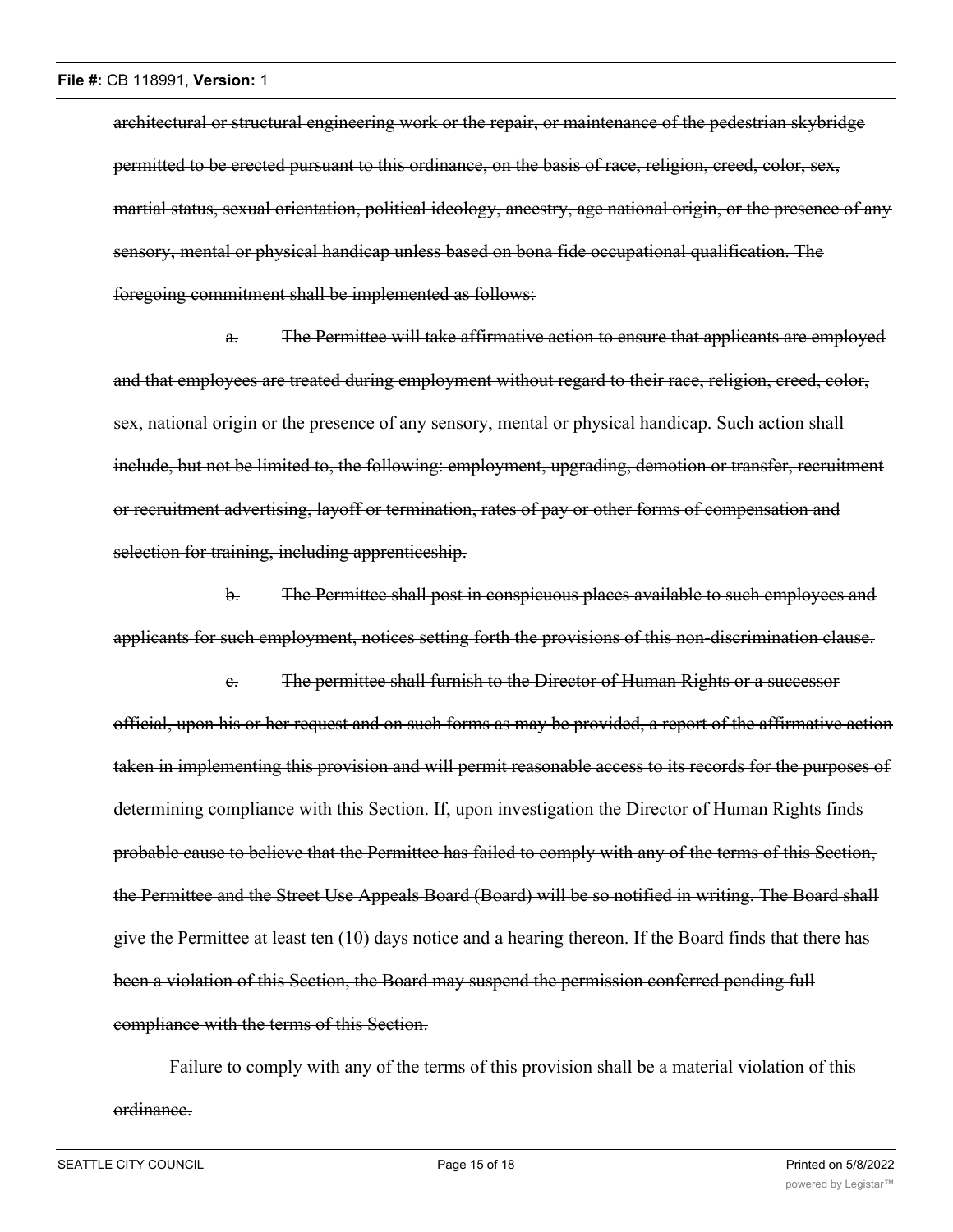~~architectural or structural engineering work or the repair, or maintenance of the pedestrian skybridge permitted to be erected pursuant to this ordinance, on the basis of race, religion, creed, color, sex, martial status, sexual orientation, political ideology, ancestry, age national origin, or the presence of any sensory, mental or physical handicap unless based on bona fide occupational qualification. The foregoing commitment shall be implemented as follows:~~

~~a. The Permittee will take affirmative action to ensure that applicants are employed and that employees are treated during employment without regard to their race, religion, creed, color, sex, national origin or the presence of any sensory, mental or physical handicap. Such action shall include, but not be limited to, the following: employment, upgrading, demotion or transfer, recruitment or recruitment advertising, layoff or termination, rates of pay or other forms of compensation and selection for training, including apprenticeship.~~

~~b. The Permittee shall post in conspicuous places available to such employees and applicants for such employment, notices setting forth the provisions of this non-discrimination clause.~~

~~c. The permittee shall furnish to the Director of Human Rights or a successor official, upon his or her request and on such forms as may be provided, a report of the affirmative action taken in implementing this provision and will permit reasonable access to its records for the purposes of determining compliance with this Section. If, upon investigation the Director of Human Rights finds probable cause to believe that the Permittee has failed to comply with any of the terms of this Section, the Permittee and the Street Use Appeals Board (Board) will be so notified in writing. The Board shall give the Permittee at least ten (10) days notice and a hearing thereon. If the Board finds that there has been a violation of this Section, the Board may suspend the permission conferred pending full compliance with the terms of this Section.~~

~~Failure to comply with any of the terms of this provision shall be a material violation of this ordinance.~~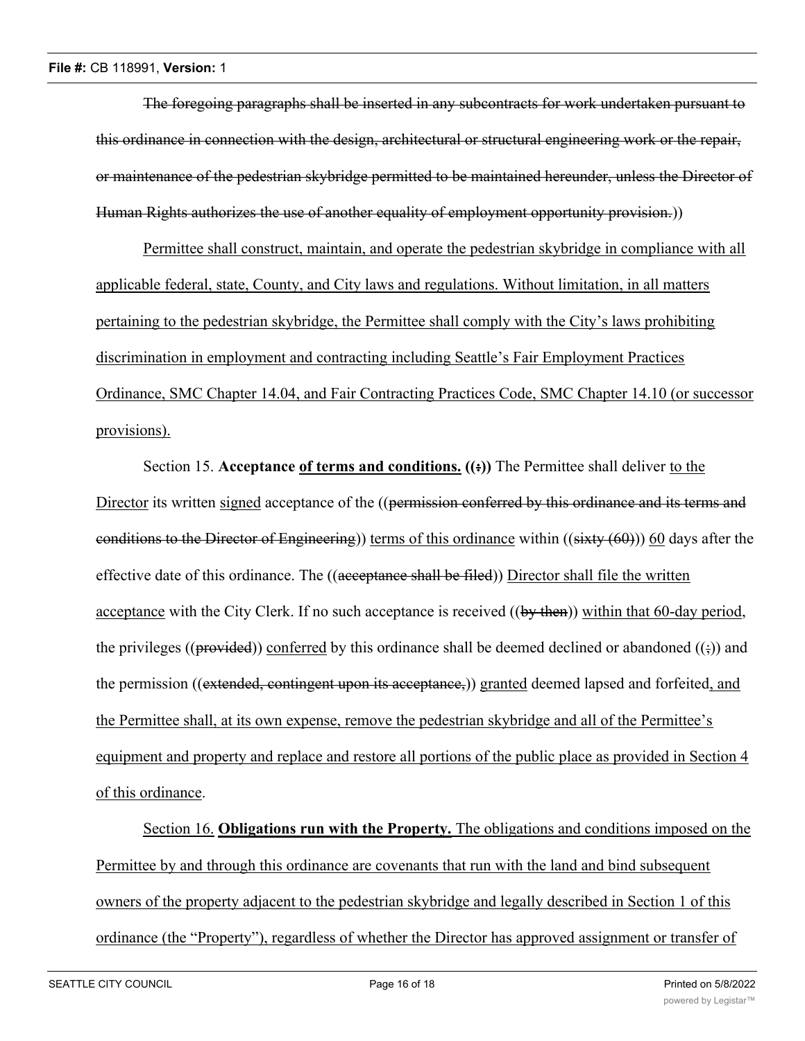The foregoing paragraphs shall be inserted in any subcontracts for work undertaken pursuant to this ordinance in connection with the design, architectural or structural engineering work or the repair, or maintenance of the pedestrian skybridge permitted to be maintained hereunder, unless the Director of Human Rights authorizes the use of another equality of employment opportunity provision.))

Permittee shall construct, maintain, and operate the pedestrian skybridge in compliance with all applicable federal, state, County, and City laws and regulations. Without limitation, in all matters pertaining to the pedestrian skybridge, the Permittee shall comply with the City's laws prohibiting discrimination in employment and contracting including Seattle's Fair Employment Practices Ordinance, SMC Chapter 14.04, and Fair Contracting Practices Code, SMC Chapter 14.10 (or successor provisions).

Section 15. **Acceptance of terms and conditions. ((:))** The Permittee shall deliver to the Director its written signed acceptance of the ((permission conferred by this ordinance and its terms and conditions to the Director of Engineering)) terms of this ordinance within ((sixty (60))) 60 days after the effective date of this ordinance. The ((acceptance shall be filed)) Director shall file the written acceptance with the City Clerk. If no such acceptance is received ((by then)) within that 60-day period, the privileges ((provided)) conferred by this ordinance shall be deemed declined or abandoned ((;)) and the permission ((extended, contingent upon its acceptance,)) granted deemed lapsed and forfeited, and the Permittee shall, at its own expense, remove the pedestrian skybridge and all of the Permittee's equipment and property and replace and restore all portions of the public place as provided in Section 4 of this ordinance.

Section 16. **Obligations run with the Property.** The obligations and conditions imposed on the Permittee by and through this ordinance are covenants that run with the land and bind subsequent owners of the property adjacent to the pedestrian skybridge and legally described in Section 1 of this ordinance (the "Property"), regardless of whether the Director has approved assignment or transfer of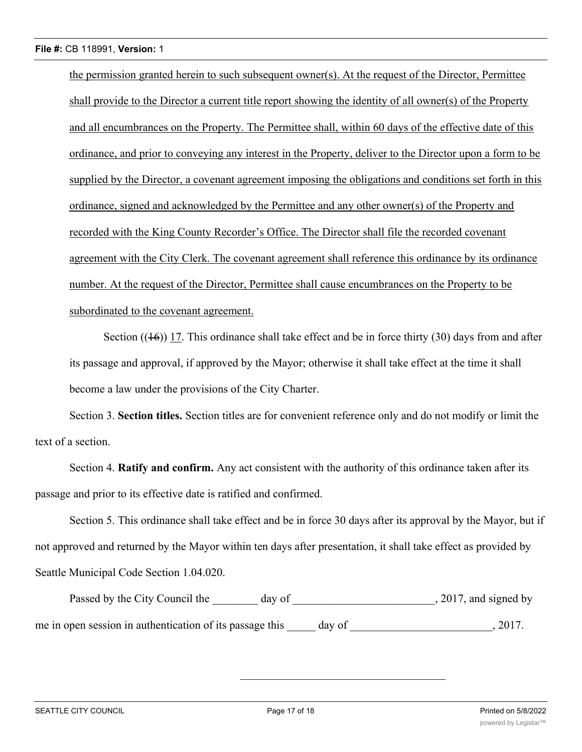the permission granted herein to such subsequent owner(s). At the request of the Director, Permittee shall provide to the Director a current title report showing the identity of all owner(s) of the Property and all encumbrances on the Property. The Permittee shall, within 60 days of the effective date of this ordinance, and prior to conveying any interest in the Property, deliver to the Director upon a form to be supplied by the Director, a covenant agreement imposing the obligations and conditions set forth in this ordinance, signed and acknowledged by the Permittee and any other owner(s) of the Property and recorded with the King County Recorder's Office. The Director shall file the recorded covenant agreement with the City Clerk. The covenant agreement shall reference this ordinance by its ordinance number. At the request of the Director, Permittee shall cause encumbrances on the Property to be subordinated to the covenant agreement.

Section ((~~16~~)) 17. This ordinance shall take effect and be in force thirty (30) days from and after its passage and approval, if approved by the Mayor; otherwise it shall take effect at the time it shall become a law under the provisions of the City Charter.

Section 3. **Section titles.** Section titles are for convenient reference only and do not modify or limit the text of a section.

Section 4. **Ratify and confirm.** Any act consistent with the authority of this ordinance taken after its passage and prior to its effective date is ratified and confirmed.

Section 5. This ordinance shall take effect and be in force 30 days after its approval by the Mayor, but if not approved and returned by the Mayor within ten days after presentation, it shall take effect as provided by Seattle Municipal Code Section 1.04.020.

Passed by the City Council the ________ day of _________________________, 2017, and signed by me in open session in authentication of its passage this _____ day of _________________________, 2017.

_____________________________________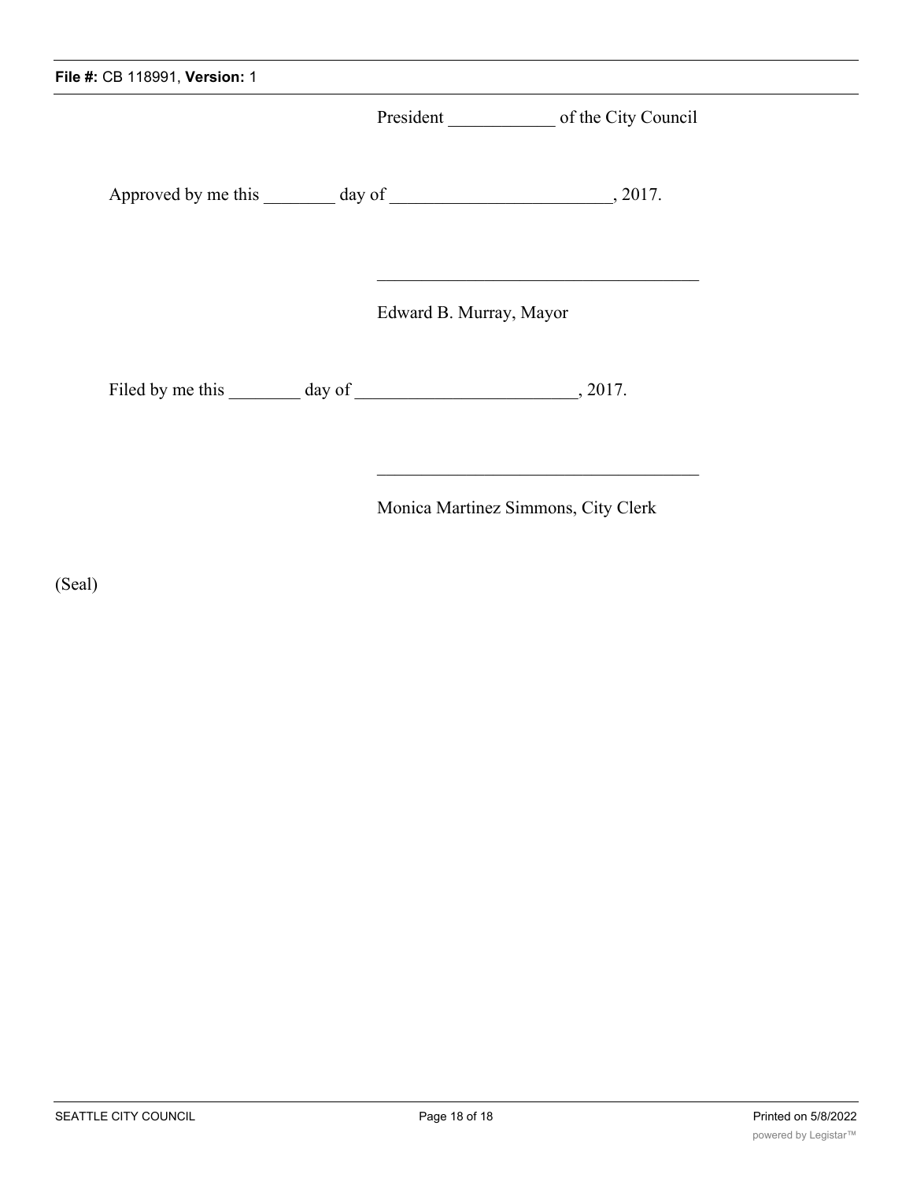President ____________ of the City Council

Approved by me this ________ day of _________________________, 2017.

____________________________________

Edward B. Murray, Mayor

Filed by me this ________ day of _________________________, 2017.

____________________________________

Monica Martinez Simmons, City Clerk

(Seal)